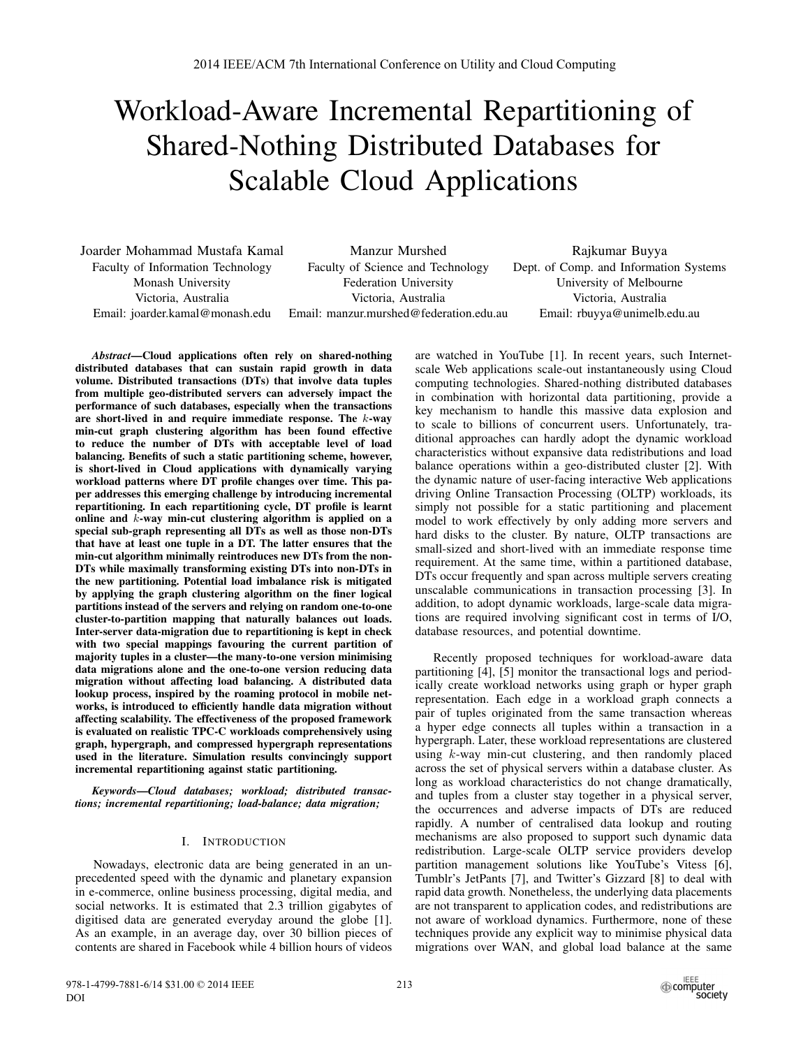# Workload-Aware Incremental Repartitioning of Shared-Nothing Distributed Databases for Scalable Cloud Applications

Joarder Mohammad Mustafa Kamal
Faculty of Information Technology
Monash University
Victoria, Australia
Email: joarder.kamal@monash.edu

Manzur Murshed
Faculty of Science and Technology
Federation University
Victoria, Australia
Email: manzur.murshed@federation.edu.au

Rajkumar Buyya
Dept. of Comp. and Information Systems
University of Melbourne
Victoria, Australia
Email: rbuyya@unimelb.edu.au

***Abstract*—Cloud applications often rely on shared-nothing distributed databases that can sustain rapid growth in data volume. Distributed transactions (DTs) that involve data tuples from multiple geo-distributed servers can adversely impact the performance of such databases, especially when the transactions are short-lived in and require immediate response. The $k$-way min-cut graph clustering algorithm has been found effective to reduce the number of DTs with acceptable level of load balancing. Benefits of such a static partitioning scheme, however, is short-lived in Cloud applications with dynamically varying workload patterns where DT profile changes over time. This paper addresses this emerging challenge by introducing incremental repartitioning. In each repartitioning cycle, DT profile is learnt online and $k$-way min-cut clustering algorithm is applied on a special sub-graph representing all DTs as well as those non-DTs that have at least one tuple in a DT. The latter ensures that the min-cut algorithm minimally reintroduces new DTs from the non-DTs while maximally transforming existing DTs into non-DTs in the new partitioning. Potential load imbalance risk is mitigated by applying the graph clustering algorithm on the finer logical partitions instead of the servers and relying on random one-to-one cluster-to-partition mapping that naturally balances out loads. Inter-server data-migration due to repartitioning is kept in check with two special mappings favouring the current partition of majority tuples in a cluster—the many-to-one version minimising data migrations alone and the one-to-one version reducing data migration without affecting load balancing. A distributed data lookup process, inspired by the roaming protocol in mobile networks, is introduced to efficiently handle data migration without affecting scalability. The effectiveness of the proposed framework is evaluated on realistic TPC-C workloads comprehensively using graph, hypergraph, and compressed hypergraph representations used in the literature. Simulation results convincingly support incremental repartitioning against static partitioning.**

***Keywords*—*Cloud databases; workload; distributed transactions; incremental repartitioning; load-balance; data migration;***

## I. Introduction

Nowadays, electronic data are being generated in an unprecedented speed with the dynamic and planetary expansion in e-commerce, online business processing, digital media, and social networks. It is estimated that 2.3 trillion gigabytes of digitised data are generated everyday around the globe [1]. As an example, in an average day, over 30 billion pieces of contents are shared in Facebook while 4 billion hours of videos are watched in YouTube [1]. In recent years, such Internet-scale Web applications scale-out instantaneously using Cloud computing technologies. Shared-nothing distributed databases in combination with horizontal data partitioning, provide a key mechanism to handle this massive data explosion and to scale to billions of concurrent users. Unfortunately, traditional approaches can hardly adopt the dynamic workload characteristics without expansive data redistributions and load balance operations within a geo-distributed cluster [2]. With the dynamic nature of user-facing interactive Web applications driving Online Transaction Processing (OLTP) workloads, its simply not possible for a static partitioning and placement model to work effectively by only adding more servers and hard disks to the cluster. By nature, OLTP transactions are small-sized and short-lived with an immediate response time requirement. At the same time, within a partitioned database, DTs occur frequently and span across multiple servers creating unscalable communications in transaction processing [3]. In addition, to adopt dynamic workloads, large-scale data migrations are required involving significant cost in terms of I/O, database resources, and potential downtime.

Recently proposed techniques for workload-aware data partitioning [4], [5] monitor the transactional logs and periodically create workload networks using graph or hyper graph representation. Each edge in a workload graph connects a pair of tuples originated from the same transaction whereas a hyper edge connects all tuples within a transaction in a hypergraph. Later, these workload representations are clustered using $k$-way min-cut clustering, and then randomly placed across the set of physical servers within a database cluster. As long as workload characteristics do not change dramatically, and tuples from a cluster stay together in a physical server, the occurrences and adverse impacts of DTs are reduced rapidly. A number of centralised data lookup and routing mechanisms are also proposed to support such dynamic data redistribution. Large-scale OLTP service providers develop partition management solutions like YouTube's Vitess [6], Tumblr's JetPants [7], and Twitter's Gizzard [8] to deal with rapid data growth. Nonetheless, the underlying data placements are not transparent to application codes, and redistributions are not aware of workload dynamics. Furthermore, none of these techniques provide any explicit way to minimise physical data migrations over WAN, and global load balance at the same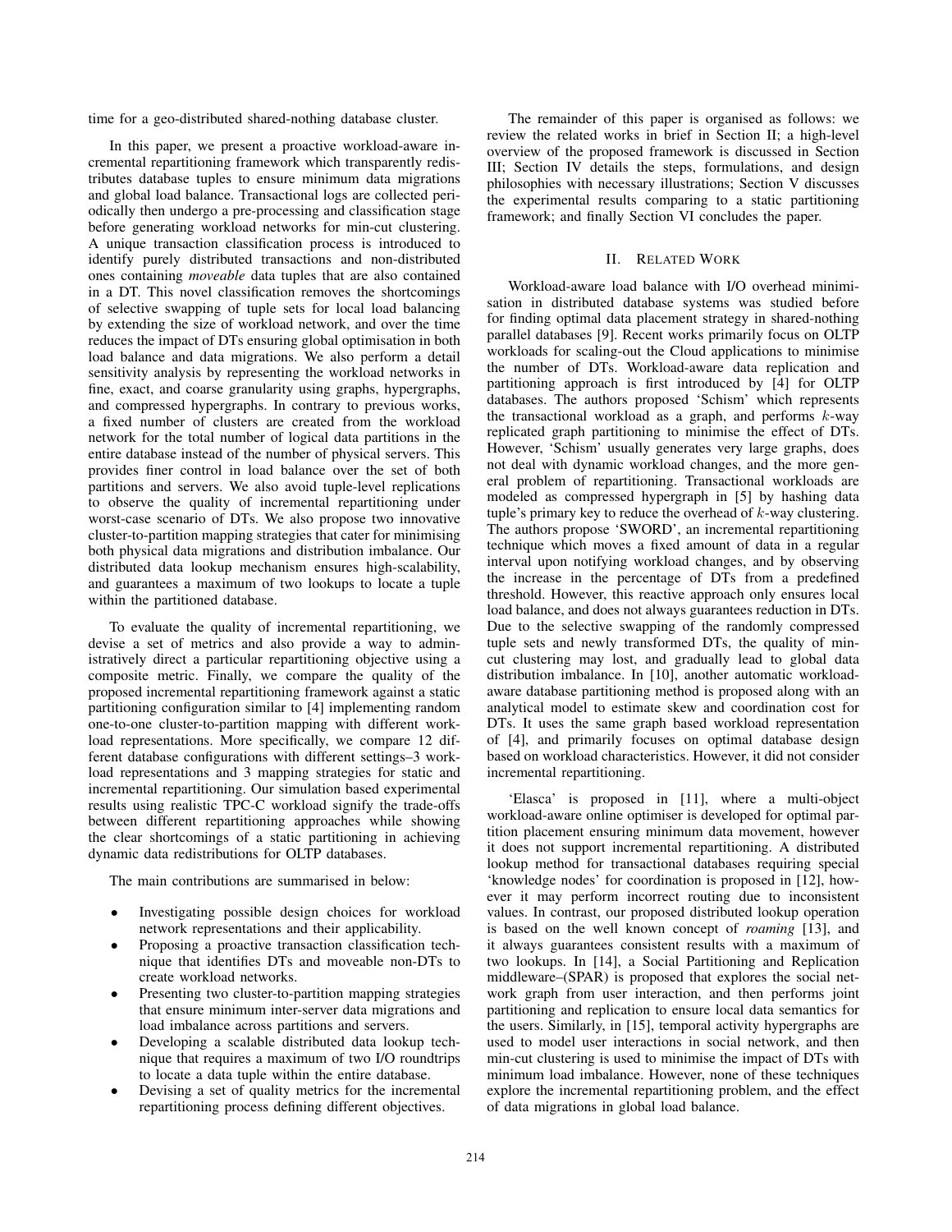time for a geo-distributed shared-nothing database cluster.

In this paper, we present a proactive workload-aware incremental repartitioning framework which transparently redistributes database tuples to ensure minimum data migrations and global load balance. Transactional logs are collected periodically then undergo a pre-processing and classification stage before generating workload networks for min-cut clustering. A unique transaction classification process is introduced to identify purely distributed transactions and non-distributed ones containing *moveable* data tuples that are also contained in a DT. This novel classification removes the shortcomings of selective swapping of tuple sets for local load balancing by extending the size of workload network, and over the time reduces the impact of DTs ensuring global optimisation in both load balance and data migrations. We also perform a detail sensitivity analysis by representing the workload networks in fine, exact, and coarse granularity using graphs, hypergraphs, and compressed hypergraphs. In contrary to previous works, a fixed number of clusters are created from the workload network for the total number of logical data partitions in the entire database instead of the number of physical servers. This provides finer control in load balance over the set of both partitions and servers. We also avoid tuple-level replications to observe the quality of incremental repartitioning under worst-case scenario of DTs. We also propose two innovative cluster-to-partition mapping strategies that cater for minimising both physical data migrations and distribution imbalance. Our distributed data lookup mechanism ensures high-scalability, and guarantees a maximum of two lookups to locate a tuple within the partitioned database.

To evaluate the quality of incremental repartitioning, we devise a set of metrics and also provide a way to administratively direct a particular repartitioning objective using a composite metric. Finally, we compare the quality of the proposed incremental repartitioning framework against a static partitioning configuration similar to [4] implementing random one-to-one cluster-to-partition mapping with different workload representations. More specifically, we compare 12 different database configurations with different settings–3 workload representations and 3 mapping strategies for static and incremental repartitioning. Our simulation based experimental results using realistic TPC-C workload signify the trade-offs between different repartitioning approaches while showing the clear shortcomings of a static partitioning in achieving dynamic data redistributions for OLTP databases.

The main contributions are summarised in below:

- Investigating possible design choices for workload network representations and their applicability.
- Proposing a proactive transaction classification technique that identifies DTs and moveable non-DTs to create workload networks.
- Presenting two cluster-to-partition mapping strategies that ensure minimum inter-server data migrations and load imbalance across partitions and servers.
- Developing a scalable distributed data lookup technique that requires a maximum of two I/O roundtrips to locate a data tuple within the entire database.
- Devising a set of quality metrics for the incremental repartitioning process defining different objectives.

The remainder of this paper is organised as follows: we review the related works in brief in Section II; a high-level overview of the proposed framework is discussed in Section III; Section IV details the steps, formulations, and design philosophies with necessary illustrations; Section V discusses the experimental results comparing to a static partitioning framework; and finally Section VI concludes the paper.

## II. Related Work

Workload-aware load balance with I/O overhead minimisation in distributed database systems was studied before for finding optimal data placement strategy in shared-nothing parallel databases [9]. Recent works primarily focus on OLTP workloads for scaling-out the Cloud applications to minimise the number of DTs. Workload-aware data replication and partitioning approach is first introduced by [4] for OLTP databases. The authors proposed 'Schism' which represents the transactional workload as a graph, and performs $k$-way replicated graph partitioning to minimise the effect of DTs. However, 'Schism' usually generates very large graphs, does not deal with dynamic workload changes, and the more general problem of repartitioning. Transactional workloads are modeled as compressed hypergraph in [5] by hashing data tuple's primary key to reduce the overhead of $k$-way clustering. The authors propose 'SWORD', an incremental repartitioning technique which moves a fixed amount of data in a regular interval upon notifying workload changes, and by observing the increase in the percentage of DTs from a predefined threshold. However, this reactive approach only ensures local load balance, and does not always guarantees reduction in DTs. Due to the selective swapping of the randomly compressed tuple sets and newly transformed DTs, the quality of min-cut clustering may lost, and gradually lead to global data distribution imbalance. In [10], another automatic workload-aware database partitioning method is proposed along with an analytical model to estimate skew and coordination cost for DTs. It uses the same graph based workload representation of [4], and primarily focuses on optimal database design based on workload characteristics. However, it did not consider incremental repartitioning.

'Elasca' is proposed in [11], where a multi-object workload-aware online optimiser is developed for optimal partition placement ensuring minimum data movement, however it does not support incremental repartitioning. A distributed lookup method for transactional databases requiring special 'knowledge nodes' for coordination is proposed in [12], however it may perform incorrect routing due to inconsistent values. In contrast, our proposed distributed lookup operation is based on the well known concept of *roaming* [13], and it always guarantees consistent results with a maximum of two lookups. In [14], a Social Partitioning and Replication middleware–(SPAR) is proposed that explores the social network graph from user interaction, and then performs joint partitioning and replication to ensure local data semantics for the users. Similarly, in [15], temporal activity hypergraphs are used to model user interactions in social network, and then min-cut clustering is used to minimise the impact of DTs with minimum load imbalance. However, none of these techniques explore the incremental repartitioning problem, and the effect of data migrations in global load balance.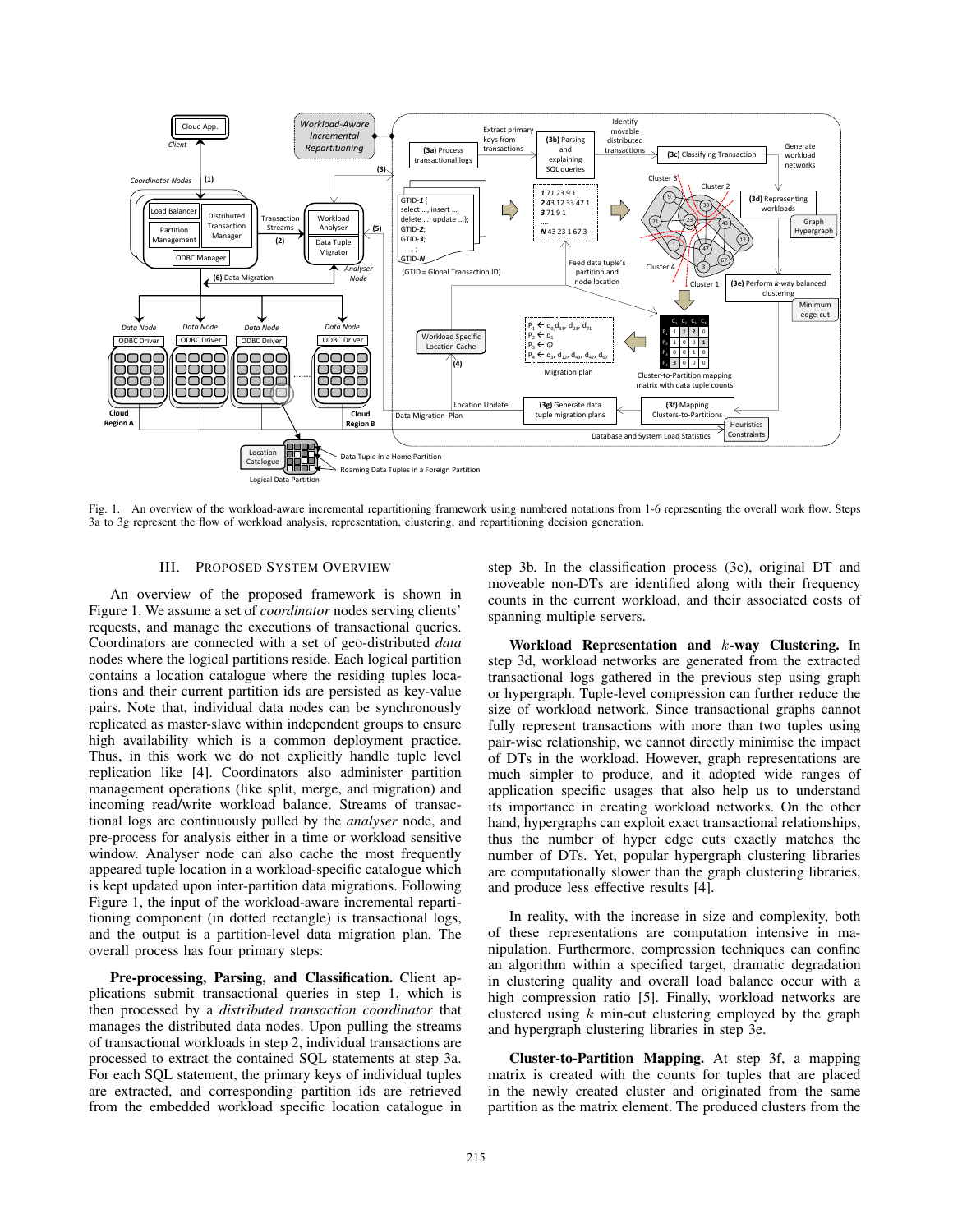Fig. 1. An overview of the workload-aware incremental repartitioning framework using numbered notations from 1-6 representing the overall work flow. Steps 3a to 3g represent the flow of workload analysis, representation, clustering, and repartitioning decision generation.

## III. Proposed System Overview

An overview of the proposed framework is shown in Figure 1. We assume a set of *coordinator* nodes serving clients' requests, and manage the executions of transactional queries. Coordinators are connected with a set of geo-distributed *data* nodes where the logical partitions reside. Each logical partition contains a location catalogue where the residing tuples locations and their current partition ids are persisted as key-value pairs. Note that, individual data nodes can be synchronously replicated as master-slave within independent groups to ensure high availability which is a common deployment practice. Thus, in this work we do not explicitly handle tuple level replication like [4]. Coordinators also administer partition management operations (like split, merge, and migration) and incoming read/write workload balance. Streams of transactional logs are continuously pulled by the *analyser* node, and pre-process for analysis either in a time or workload sensitive window. Analyser node can also cache the most frequently appeared tuple location in a workload-specific catalogue which is kept updated upon inter-partition data migrations. Following Figure 1, the input of the workload-aware incremental repartitioning component (in dotted rectangle) is transactional logs, and the output is a partition-level data migration plan. The overall process has four primary steps:

**Pre-processing, Parsing, and Classification.** Client applications submit transactional queries in step 1, which is then processed by a *distributed transaction coordinator* that manages the distributed data nodes. Upon pulling the streams of transactional workloads in step 2, individual transactions are processed to extract the contained SQL statements at step 3a. For each SQL statement, the primary keys of individual tuples are extracted, and corresponding partition ids are retrieved from the embedded workload specific location catalogue in step 3b. In the classification process (3c), original DT and moveable non-DTs are identified along with their frequency counts in the current workload, and their associated costs of spanning multiple servers.

**Workload Representation and $k$-way Clustering.** In step 3d, workload networks are generated from the extracted transactional logs gathered in the previous step using graph or hypergraph. Tuple-level compression can further reduce the size of workload network. Since transactional graphs cannot fully represent transactions with more than two tuples using pair-wise relationship, we cannot directly minimise the impact of DTs in the workload. However, graph representations are much simpler to produce, and it adopted wide ranges of application specific usages that also help us to understand its importance in creating workload networks. On the other hand, hypergraphs can exploit exact transactional relationships, thus the number of hyper edge cuts exactly matches the number of DTs. Yet, popular hypergraph clustering libraries are computationally slower than the graph clustering libraries, and produce less effective results [4].

In reality, with the increase in size and complexity, both of these representations are computation intensive in manipulation. Furthermore, compression techniques can confine an algorithm within a specified target, dramatic degradation in clustering quality and overall load balance occur with a high compression ratio [5]. Finally, workload networks are clustered using $k$ min-cut clustering employed by the graph and hypergraph clustering libraries in step 3e.

**Cluster-to-Partition Mapping.** At step 3f, a mapping matrix is created with the counts for tuples that are placed in the newly created cluster and originated from the same partition as the matrix element. The produced clusters from the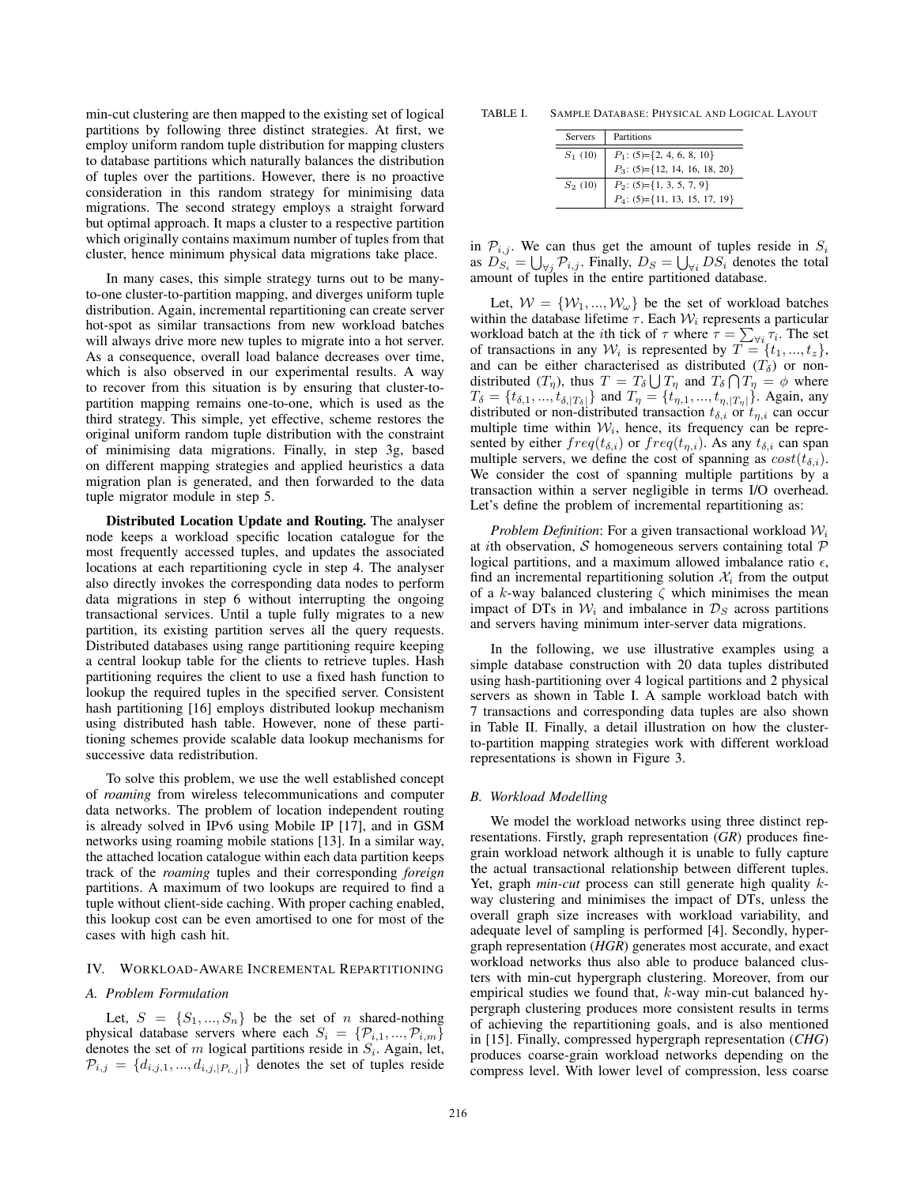min-cut clustering are then mapped to the existing set of logical partitions by following three distinct strategies. At first, we employ uniform random tuple distribution for mapping clusters to database partitions which naturally balances the distribution of tuples over the partitions. However, there is no proactive consideration in this random strategy for minimising data migrations. The second strategy employs a straight forward but optimal approach. It maps a cluster to a respective partition which originally contains maximum number of tuples from that cluster, hence minimum physical data migrations take place.

In many cases, this simple strategy turns out to be many-to-one cluster-to-partition mapping, and diverges uniform tuple distribution. Again, incremental repartitioning can create server hot-spot as similar transactions from new workload batches will always drive more new tuples to migrate into a hot server. As a consequence, overall load balance decreases over time, which is also observed in our experimental results. A way to recover from this situation is by ensuring that cluster-to-partition mapping remains one-to-one, which is used as the third strategy. This simple, yet effective, scheme restores the original uniform random tuple distribution with the constraint of minimising data migrations. Finally, in step 3g, based on different mapping strategies and applied heuristics a data migration plan is generated, and then forwarded to the data tuple migrator module in step 5.

**Distributed Location Update and Routing.** The analyser node keeps a workload specific location catalogue for the most frequently accessed tuples, and updates the associated locations at each repartitioning cycle in step 4. The analyser also directly invokes the corresponding data nodes to perform data migrations in step 6 without interrupting the ongoing transactional services. Until a tuple fully migrates to a new partition, its existing partition serves all the query requests. Distributed databases using range partitioning require keeping a central lookup table for the clients to retrieve tuples. Hash partitioning requires the client to use a fixed hash function to lookup the required tuples in the specified server. Consistent hash partitioning [16] employs distributed lookup mechanism using distributed hash table. However, none of these partitioning schemes provide scalable data lookup mechanisms for successive data redistribution.

To solve this problem, we use the well established concept of *roaming* from wireless telecommunications and computer data networks. The problem of location independent routing is already solved in IPv6 using Mobile IP [17], and in GSM networks using roaming mobile stations [13]. In a similar way, the attached location catalogue within each data partition keeps track of the *roaming* tuples and their corresponding *foreign* partitions. A maximum of two lookups are required to find a tuple without client-side caching. With proper caching enabled, this lookup cost can be even amortised to one for most of the cases with high cash hit.

## IV. Workload-Aware Incremental Repartitioning

### A. Problem Formulation

Let, $S = \{S_1, ..., S_n\}$ be the set of $n$ shared-nothing physical database servers where each $S_i = \{\mathcal{P}_{i,1}, ..., \mathcal{P}_{i,m}\}$ denotes the set of $m$ logical partitions reside in $S_i$. Again, let, $\mathcal{P}_{i,j} = \{d_{i,j,1}, ..., d_{i,j,|P_{i,j}|}\}$ denotes the set of tuples reside in $\mathcal{P}_{i,j}$. We can thus get the amount of tuples reside in $S_i$ as $D_{S_i} = \bigcup_{\forall j} \mathcal{P}_{i,j}$. Finally, $D_S = \bigcup_{\forall i} DS_i$ denotes the total amount of tuples in the entire partitioned database.

TABLE I. Sample Database: Physical and Logical Layout

| Servers | Partitions |
|---|---|
| $S_1$ (10) | $P_1$: (5)={2, 4, 6, 8, 10} |
| | $P_3$: (5)={12, 14, 16, 18, 20} |
| $S_2$ (10) | $P_2$: (5)={1, 3, 5, 7, 9} |
| | $P_4$: (5)={11, 13, 15, 17, 19} |

Let, $\mathcal{W} = \{\mathcal{W}_1, ..., \mathcal{W}_\omega\}$ be the set of workload batches within the database lifetime $\tau$. Each $\mathcal{W}_i$ represents a particular workload batch at the $i$th tick of $\tau$ where $\tau = \sum_{\forall i} \tau_i$. The set of transactions in any $\mathcal{W}_i$ is represented by $T = \{t_1, ..., t_z\}$, and can be either characterised as distributed ($T_\delta$) or non-distributed ($T_\eta$), thus $T = T_\delta \bigcup T_\eta$ and $T_\delta \bigcap T_\eta = \phi$ where $T_\delta = \{t_{\delta,1}, ..., t_{\delta,|T_\delta|}\}$ and $T_\eta = \{t_{\eta,1}, ..., t_{\eta,|T_\eta|}\}$. Again, any distributed or non-distributed transaction $t_{\delta,i}$ or $t_{\eta,i}$ can occur multiple time within $\mathcal{W}_i$, hence, its frequency can be represented by either $freq(t_{\delta,i})$ or $freq(t_{\eta,i})$. As any $t_{\delta,i}$ can span multiple servers, we define the cost of spanning as $cost(t_{\delta,i})$. We consider the cost of spanning multiple partitions by a transaction within a server negligible in terms I/O overhead. Let's define the problem of incremental repartitioning as:

*Problem Definition*: For a given transactional workload $\mathcal{W}_i$ at $i$th observation, $\mathcal{S}$ homogeneous servers containing total $\mathcal{P}$ logical partitions, and a maximum allowed imbalance ratio $\epsilon$, find an incremental repartitioning solution $\mathcal{X}_i$ from the output of a $k$-way balanced clustering $\zeta$ which minimises the mean impact of DTs in $\mathcal{W}_i$ and imbalance in $\mathcal{D}_S$ across partitions and servers having minimum inter-server data migrations.

In the following, we use illustrative examples using a simple database construction with 20 data tuples distributed using hash-partitioning over 4 logical partitions and 2 physical servers as shown in Table I. A sample workload batch with 7 transactions and corresponding data tuples are also shown in Table II. Finally, a detail illustration on how the cluster-to-partition mapping strategies work with different workload representations is shown in Figure 3.

### B. Workload Modelling

We model the workload networks using three distinct representations. Firstly, graph representation (*GR*) produces fine-grain workload network although it is unable to fully capture the actual transactional relationship between different tuples. Yet, graph *min-cut* process can still generate high quality $k$-way clustering and minimises the impact of DTs, unless the overall graph size increases with workload variability, and adequate level of sampling is performed [4]. Secondly, hypergraph representation (*HGR*) generates most accurate, and exact workload networks thus also able to produce balanced clusters with min-cut hypergraph clustering. Moreover, from our empirical studies we found that, $k$-way min-cut balanced hypergraph clustering produces more consistent results in terms of achieving the repartitioning goals, and is also mentioned in [15]. Finally, compressed hypergraph representation (*CHG*) produces coarse-grain workload networks depending on the compress level. With lower level of compression, less coarse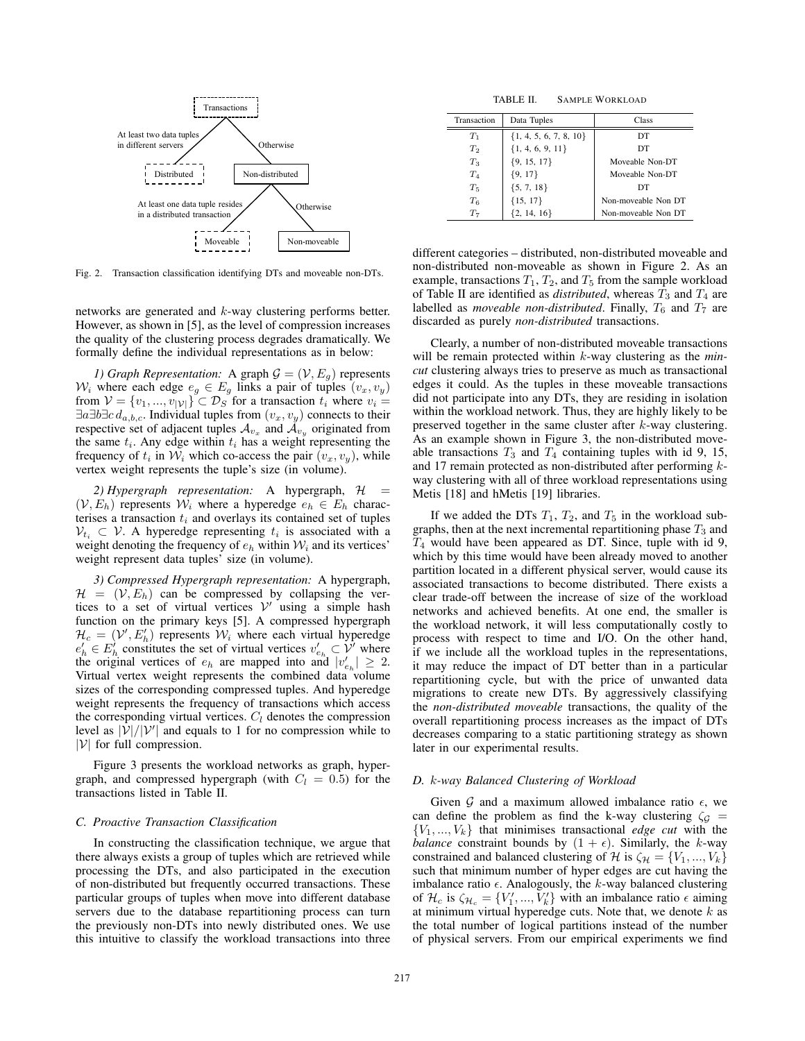Fig. 2. Transaction classification identifying DTs and moveable non-DTs.

networks are generated and $k$-way clustering performs better. However, as shown in [5], as the level of compression increases the quality of the clustering process degrades dramatically. We formally define the individual representations as in below:

*1) Graph Representation:* A graph $\mathcal{G} = (\mathcal{V}, E_g)$ represents $\mathcal{W}_i$ where each edge $e_g \in E_g$ links a pair of tuples $(v_x, v_y)$ from $\mathcal{V} = \{v_1, ..., v_{|\mathcal{V}|}\} \subset \mathcal{D}_S$ for a transaction $t_i$ where $v_i = \exists a \exists b \exists c\, d_{a,b,c}$. Individual tuples from $(v_x, v_y)$ connects to their respective set of adjacent tuples $\mathcal{A}_{v_x}$ and $\mathcal{A}_{v_y}$ originated from the same $t_i$. Any edge within $t_i$ has a weight representing the frequency of $t_i$ in $\mathcal{W}_i$ which co-access the pair $(v_x, v_y)$, while vertex weight represents the tuple's size (in volume).

*2) Hypergraph representation:* A hypergraph, $\mathcal{H} = (\mathcal{V}, E_h)$ represents $\mathcal{W}_i$ where a hyperedge $e_h \in E_h$ characterises a transaction $t_i$ and overlays its contained set of tuples $\mathcal{V}_{t_i} \subset \mathcal{V}$. A hyperedge representing $t_i$ is associated with a weight denoting the frequency of $e_h$ within $\mathcal{W}_i$ and its vertices' weight represent data tuples' size (in volume).

*3) Compressed Hypergraph representation:* A hypergraph, $\mathcal{H} = (\mathcal{V}, E_h)$ can be compressed by collapsing the vertices to a set of virtual vertices $\mathcal{V}'$ using a simple hash function on the primary keys [5]. A compressed hypergraph $\mathcal{H}_c = (\mathcal{V}', E'_h)$ represents $\mathcal{W}_i$ where each virtual hyperedge $e'_h \in E'_h$ constitutes the set of virtual vertices $v'_{e_h} \subset \mathcal{V}'$ where the original vertices of $e_h$ are mapped into and $|v'_{e_h}| \geq 2$. Virtual vertex weight represents the combined data volume sizes of the corresponding compressed tuples. And hyperedge weight represents the frequency of transactions which access the corresponding virtual vertices. $C_l$ denotes the compression level as $|\mathcal{V}|/|\mathcal{V}'|$ and equals to 1 for no compression while to $|\mathcal{V}|$ for full compression.

Figure 3 presents the workload networks as graph, hypergraph, and compressed hypergraph (with $C_l = 0.5$) for the transactions listed in Table II.

### C. Proactive Transaction Classification

In constructing the classification technique, we argue that there always exists a group of tuples which are retrieved while processing the DTs, and also participated in the execution of non-distributed but frequently occurred transactions. These particular groups of tuples when move into different database servers due to the database repartitioning process can turn the previously non-DTs into newly distributed ones. We use this intuitive to classify the workload transactions into three different categories – distributed, non-distributed moveable and non-distributed non-moveable as shown in Figure 2. As an example, transactions $T_1$, $T_2$, and $T_5$ from the sample workload of Table II are identified as *distributed*, whereas $T_3$ and $T_4$ are labelled as *moveable non-distributed*. Finally, $T_6$ and $T_7$ are discarded as purely *non-distributed* transactions.

TABLE II. SAMPLE WORKLOAD

| Transaction | Data Tuples | Class |
|---|---|---|
| $T_1$ | {1, 4, 5, 6, 7, 8, 10} | DT |
| $T_2$ | {1, 4, 6, 9, 11} | DT |
| $T_3$ | {9, 15, 17} | Moveable Non-DT |
| $T_4$ | {9, 17} | Moveable Non-DT |
| $T_5$ | {5, 7, 18} | DT |
| $T_6$ | {15, 17} | Non-moveable Non DT |
| $T_7$ | {2, 14, 16} | Non-moveable Non DT |

Clearly, a number of non-distributed moveable transactions will be remain protected within $k$-way clustering as the *min-cut* clustering always tries to preserve as much as transactional edges it could. As the tuples in these moveable transactions did not participate into any DTs, they are residing in isolation within the workload network. Thus, they are highly likely to be preserved together in the same cluster after $k$-way clustering. As an example shown in Figure 3, the non-distributed moveable transactions $T_3$ and $T_4$ containing tuples with id 9, 15, and 17 remain protected as non-distributed after performing $k$-way clustering with all of three workload representations using Metis [18] and hMetis [19] libraries.

If we added the DTs $T_1$, $T_2$, and $T_5$ in the workload subgraphs, then at the next incremental repartitioning phase $T_3$ and $T_4$ would have been appeared as DT. Since, tuple with id 9, which by this time would have been already moved to another partition located in a different physical server, would cause its associated transactions to become distributed. There exists a clear trade-off between the increase of size of the workload networks and achieved benefits. At one end, the smaller is the workload network, it will less computationally costly to process with respect to time and I/O. On the other hand, if we include all the workload tuples in the representations, it may reduce the impact of DT better than in a particular repartitioning cycle, but with the price of unwanted data migrations to create new DTs. By aggressively classifying the *non-distributed moveable* transactions, the quality of the overall repartitioning process increases as the impact of DTs decreases comparing to a static partitioning strategy as shown later in our experimental results.

### D. $k$-way Balanced Clustering of Workload

Given $\mathcal{G}$ and a maximum allowed imbalance ratio $\epsilon$, we can define the problem as find the k-way clustering $\zeta_{\mathcal{G}} = \{V_1, ..., V_k\}$ that minimises transactional *edge cut* with the *balance* constraint bounds by $(1 + \epsilon)$. Similarly, the $k$-way constrained and balanced clustering of $\mathcal{H}$ is $\zeta_{\mathcal{H}} = \{V_1, ..., V_k\}$ such that minimum number of hyper edges are cut having the imbalance ratio $\epsilon$. Analogously, the $k$-way balanced clustering of $\mathcal{H}_c$ is $\zeta_{\mathcal{H}_c} = \{V'_1, ..., V'_k\}$ with an imbalance ratio $\epsilon$ aiming at minimum virtual hyperedge cuts. Note that, we denote $k$ as the total number of logical partitions instead of the number of physical servers. From our empirical experiments we find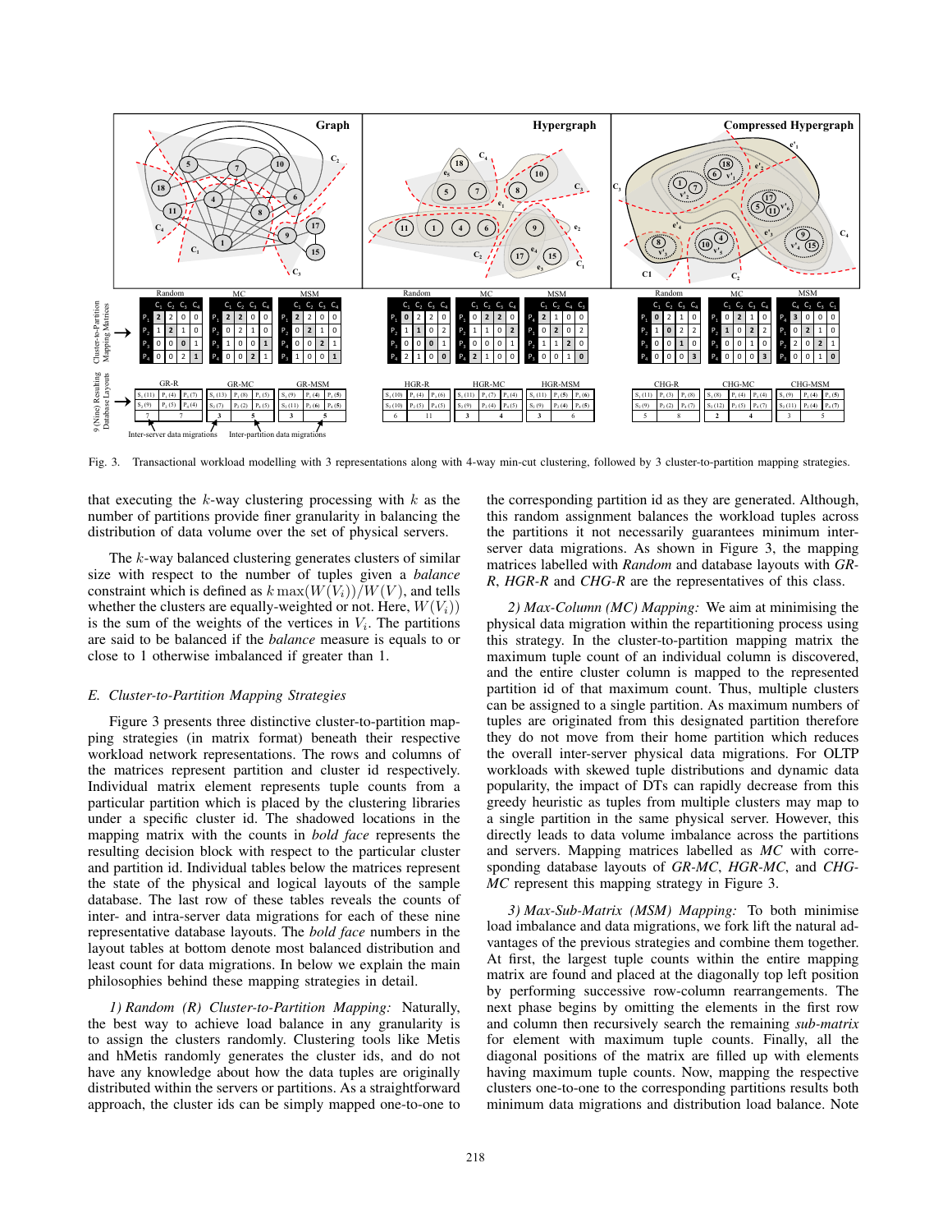Fig. 3. Transactional workload modelling with 3 representations along with 4-way min-cut clustering, followed by 3 cluster-to-partition mapping strategies.

that executing the $k$-way clustering processing with $k$ as the number of partitions provide finer granularity in balancing the distribution of data volume over the set of physical servers.

The $k$-way balanced clustering generates clusters of similar size with respect to the number of tuples given a *balance* constraint which is defined as $k \max(W(V_i))/W(V)$, and tells whether the clusters are equally-weighted or not. Here, $W(V_i))$ is the sum of the weights of the vertices in $V_i$. The partitions are said to be balanced if the *balance* measure is equals to or close to 1 otherwise imbalanced if greater than 1.

### E. Cluster-to-Partition Mapping Strategies

Figure 3 presents three distinctive cluster-to-partition mapping strategies (in matrix format) beneath their respective workload network representations. The rows and columns of the matrices represent partition and cluster id respectively. Individual matrix element represents tuple counts from a particular partition which is placed by the clustering libraries under a specific cluster id. The shadowed locations in the mapping matrix with the counts in *bold face* represents the resulting decision block with respect to the particular cluster and partition id. Individual tables below the matrices represent the state of the physical and logical layouts of the sample database. The last row of these tables reveals the counts of inter- and intra-server data migrations for each of these nine representative database layouts. The *bold face* numbers in the layout tables at bottom denote most balanced distribution and least count for data migrations. In below we explain the main philosophies behind these mapping strategies in detail.

*1) Random (R) Cluster-to-Partition Mapping:* Naturally, the best way to achieve load balance in any granularity is to assign the clusters randomly. Clustering tools like Metis and hMetis randomly generates the cluster ids, and do not have any knowledge about how the data tuples are originally distributed within the servers or partitions. As a straightforward approach, the cluster ids can be simply mapped one-to-one to the corresponding partition id as they are generated. Although, this random assignment balances the workload tuples across the partitions it not necessarily guarantees minimum inter-server data migrations. As shown in Figure 3, the mapping matrices labelled with *Random* and database layouts with *GR-R*, *HGR-R* and *CHG-R* are the representatives of this class.

*2) Max-Column (MC) Mapping:* We aim at minimising the physical data migration within the repartitioning process using this strategy. In the cluster-to-partition mapping matrix the maximum tuple count of an individual column is discovered, and the entire cluster column is mapped to the represented partition id of that maximum count. Thus, multiple clusters can be assigned to a single partition. As maximum numbers of tuples are originated from this designated partition therefore they do not move from their home partition which reduces the overall inter-server physical data migrations. For OLTP workloads with skewed tuple distributions and dynamic data popularity, the impact of DTs can rapidly decrease from this greedy heuristic as tuples from multiple clusters may map to a single partition in the same physical server. However, this directly leads to data volume imbalance across the partitions and servers. Mapping matrices labelled as *MC* with corresponding database layouts of *GR-MC*, *HGR-MC*, and *CHG-MC* represent this mapping strategy in Figure 3.

*3) Max-Sub-Matrix (MSM) Mapping:* To both minimise load imbalance and data migrations, we fork lift the natural advantages of the previous strategies and combine them together. At first, the largest tuple counts within the entire mapping matrix are found and placed at the diagonally top left position by performing successive row-column rearrangements. The next phase begins by omitting the elements in the first row and column then recursively search the remaining *sub-matrix* for element with maximum tuple counts. Finally, all the diagonal positions of the matrix are filled up with elements having maximum tuple counts. Now, mapping the respective clusters one-to-one to the corresponding partitions results both minimum data migrations and distribution load balance. Note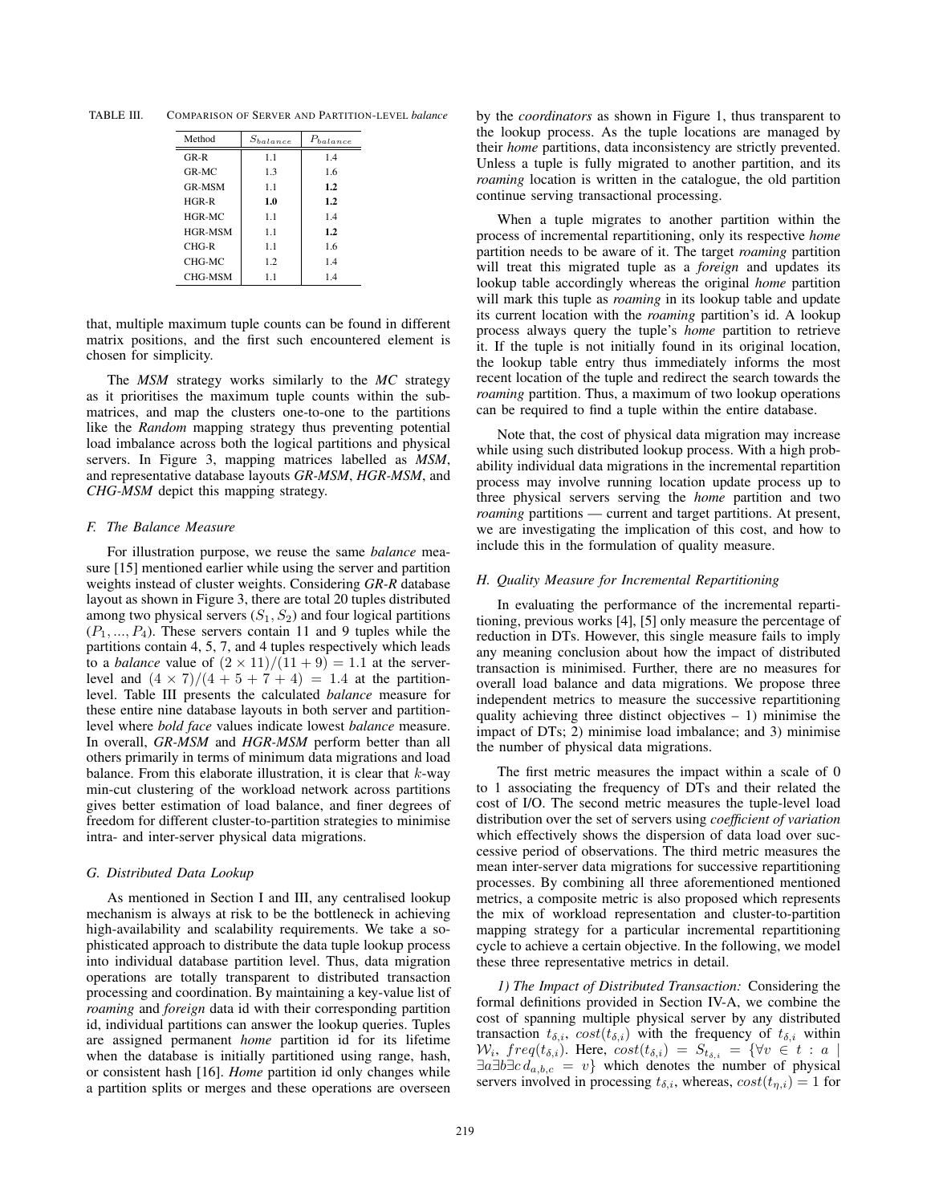TABLE III. COMPARISON OF SERVER AND PARTITION-LEVEL *balance*

| Method | $S_{balance}$ | $P_{balance}$ |
|---|---|---|
| GR-R | 1.1 | 1.4 |
| GR-MC | 1.3 | 1.6 |
| GR-MSM | 1.1 | **1.2** |
| HGR-R | **1.0** | **1.2** |
| HGR-MC | 1.1 | 1.4 |
| HGR-MSM | 1.1 | **1.2** |
| CHG-R | 1.1 | 1.6 |
| CHG-MC | 1.2 | 1.4 |
| CHG-MSM | 1.1 | 1.4 |

that, multiple maximum tuple counts can be found in different matrix positions, and the first such encountered element is chosen for simplicity.

The *MSM* strategy works similarly to the *MC* strategy as it prioritises the maximum tuple counts within the sub-matrices, and map the clusters one-to-one to the partitions like the *Random* mapping strategy thus preventing potential load imbalance across both the logical partitions and physical servers. In Figure 3, mapping matrices labelled as *MSM*, and representative database layouts *GR-MSM*, *HGR-MSM*, and *CHG-MSM* depict this mapping strategy.

### F. The Balance Measure

For illustration purpose, we reuse the same *balance* measure [15] mentioned earlier while using the server and partition weights instead of cluster weights. Considering *GR-R* database layout as shown in Figure 3, there are total 20 tuples distributed among two physical servers ($S_1, S_2$) and four logical partitions ($P_1, ..., P_4$). These servers contain 11 and 9 tuples while the partitions contain 4, 5, 7, and 4 tuples respectively which leads to a *balance* value of $(2 \times 11)/(11 + 9) = 1.1$ at the server-level and $(4 \times 7)/(4 + 5 + 7 + 4) = 1.4$ at the partition-level. Table III presents the calculated *balance* measure for these entire nine database layouts in both server and partition-level where *bold face* values indicate lowest *balance* measure. In overall, *GR-MSM* and *HGR-MSM* perform better than all others primarily in terms of minimum data migrations and load balance. From this elaborate illustration, it is clear that $k$-way min-cut clustering of the workload network across partitions gives better estimation of load balance, and finer degrees of freedom for different cluster-to-partition strategies to minimise intra- and inter-server physical data migrations.

### G. Distributed Data Lookup

As mentioned in Section I and III, any centralised lookup mechanism is always at risk to be the bottleneck in achieving high-availability and scalability requirements. We take a sophisticated approach to distribute the data tuple lookup process into individual database partition level. Thus, data migration operations are totally transparent to distributed transaction processing and coordination. By maintaining a key-value list of *roaming* and *foreign* data id with their corresponding partition id, individual partitions can answer the lookup queries. Tuples are assigned permanent *home* partition id for its lifetime when the database is initially partitioned using range, hash, or consistent hash [16]. *Home* partition id only changes while a partition splits or merges and these operations are overseen by the *coordinators* as shown in Figure 1, thus transparent to the lookup process. As the tuple locations are managed by their *home* partitions, data inconsistency are strictly prevented. Unless a tuple is fully migrated to another partition, and its *roaming* location is written in the catalogue, the old partition continue serving transactional processing.

When a tuple migrates to another partition within the process of incremental repartitioning, only its respective *home* partition needs to be aware of it. The target *roaming* partition will treat this migrated tuple as a *foreign* and updates its lookup table accordingly whereas the original *home* partition will mark this tuple as *roaming* in its lookup table and update its current location with the *roaming* partition's id. A lookup process always query the tuple's *home* partition to retrieve it. If the tuple is not initially found in its original location, the lookup table entry thus immediately informs the most recent location of the tuple and redirect the search towards the *roaming* partition. Thus, a maximum of two lookup operations can be required to find a tuple within the entire database.

Note that, the cost of physical data migration may increase while using such distributed lookup process. With a high probability individual data migrations in the incremental repartition process may involve running location update process up to three physical servers serving the *home* partition and two *roaming* partitions — current and target partitions. At present, we are investigating the implication of this cost, and how to include this in the formulation of quality measure.

### H. Quality Measure for Incremental Repartitioning

In evaluating the performance of the incremental repartitioning, previous works [4], [5] only measure the percentage of reduction in DTs. However, this single measure fails to imply any meaning conclusion about how the impact of distributed transaction is minimised. Further, there are no measures for overall load balance and data migrations. We propose three independent metrics to measure the successive repartitioning quality achieving three distinct objectives – 1) minimise the impact of DTs; 2) minimise load imbalance; and 3) minimise the number of physical data migrations.

The first metric measures the impact within a scale of 0 to 1 associating the frequency of DTs and their related the cost of I/O. The second metric measures the tuple-level load distribution over the set of servers using *coefficient of variation* which effectively shows the dispersion of data load over successive period of observations. The third metric measures the mean inter-server data migrations for successive repartitioning processes. By combining all three aforementioned metrics, a composite metric is also proposed which represents the mix of workload representation and cluster-to-partition mapping strategy for a particular incremental repartitioning cycle to achieve a certain objective. In the following, we model these three representative metrics in detail.

*1) The Impact of Distributed Transaction:* Considering the formal definitions provided in Section IV-A, we combine the cost of spanning multiple physical server by any distributed transaction $t_{\delta,i}$, $cost(t_{\delta,i})$ with the frequency of $t_{\delta,i}$ within $\mathcal{W}_i$, $freq(t_{\delta,i})$. Here, $cost(t_{\delta,i}) = S_{t_{\delta,i}} = \{\forall v \in t : a \mid \exists a \exists b \exists c \, d_{a,b,c} = v\}$ which denotes the number of physical servers involved in processing $t_{\delta,i}$, whereas, $cost(t_{\eta,i}) = 1$ for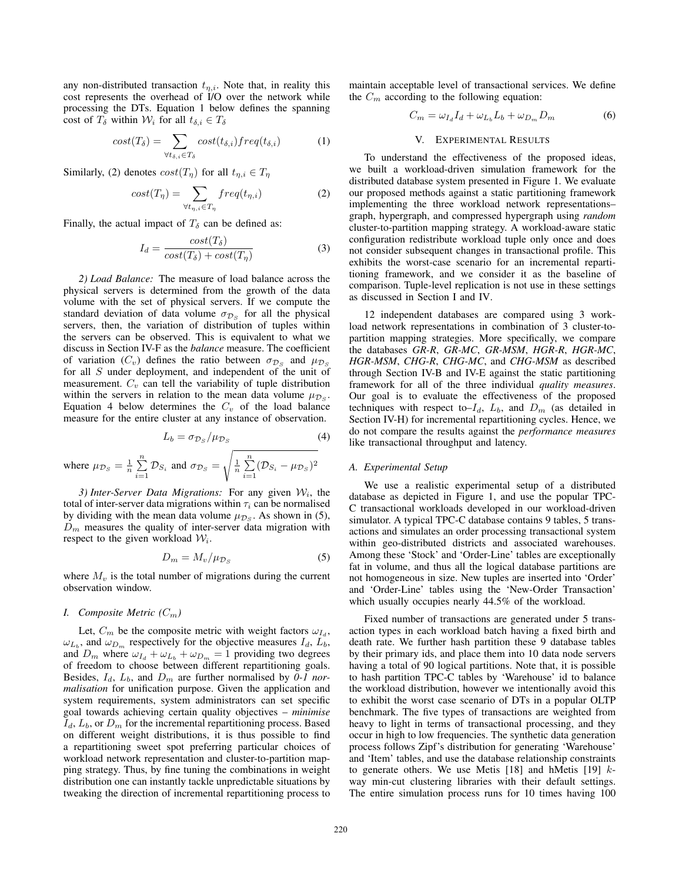any non-distributed transaction $t_{\eta,i}$. Note that, in reality this cost represents the overhead of I/O over the network while processing the DTs. Equation 1 below defines the spanning cost of $T_\delta$ within $\mathcal{W}_i$ for all $t_{\delta,i} \in T_\delta$

$$cost(T_\delta) = \sum_{\forall t_{\delta,i} \in T_\delta} cost(t_{\delta,i}) freq(t_{\delta,i}) \tag{1}$$

Similarly, (2) denotes $cost(T_\eta)$ for all $t_{\eta,i} \in T_\eta$

$$cost(T_\eta) = \sum_{\forall t_{\eta,i} \in T_\eta} freq(t_{\eta,i}) \tag{2}$$

Finally, the actual impact of $T_\delta$ can be defined as:

$$I_d = \frac{cost(T_\delta)}{cost(T_\delta) + cost(T_\eta)} \tag{3}$$

*2) Load Balance:* The measure of load balance across the physical servers is determined from the growth of the data volume with the set of physical servers. If we compute the standard deviation of data volume $\sigma_{\mathcal{D}_S}$ for all the physical servers, then, the variation of distribution of tuples within the servers can be observed. This is equivalent to what we discuss in Section IV-F as the *balance* measure. The coefficient of variation ($C_v$) defines the ratio between $\sigma_{\mathcal{D}_S}$ and $\mu_{\mathcal{D}_S}$ for all $S$ under deployment, and independent of the unit of measurement. $C_v$ can tell the variability of tuple distribution within the servers in relation to the mean data volume $\mu_{\mathcal{D}_S}$. Equation 4 below determines the $C_v$ of the load balance measure for the entire cluster at any instance of observation.

$$L_b = \sigma_{\mathcal{D}_S} / \mu_{\mathcal{D}_S} \tag{4}$$

where $\mu_{\mathcal{D}_S} = \frac{1}{n}\sum_{i=1}^{n} \mathcal{D}_{S_i}$ and $\sigma_{\mathcal{D}_S} = \sqrt{\frac{1}{n}\sum_{i=1}^{n} (\mathcal{D}_{S_i} - \mu_{\mathcal{D}_S})^2}$

*3) Inter-Server Data Migrations:* For any given $\mathcal{W}_i$, the total of inter-server data migrations within $\tau_i$ can be normalised by dividing with the mean data volume $\mu_{\mathcal{D}_S}$. As shown in (5), $D_m$ measures the quality of inter-server data migration with respect to the given workload $\mathcal{W}_i$.

$$D_m = M_v / \mu_{\mathcal{D}_S} \tag{5}$$

where $M_v$ is the total number of migrations during the current observation window.

### *I. Composite Metric ($C_m$)*

Let, $C_m$ be the composite metric with weight factors $\omega_{I_d}$, $\omega_{L_b}$, and $\omega_{D_m}$ respectively for the objective measures $I_d$, $L_b$, and $D_m$ where $\omega_{I_d} + \omega_{L_b} + \omega_{D_m} = 1$ providing two degrees of freedom to choose between different repartitioning goals. Besides, $I_d$, $L_b$, and $D_m$ are further normalised by *0-1 normalisation* for unification purpose. Given the application and system requirements, system administrators can set specific goal towards achieving certain quality objectives – *minimise* $I_d$, $L_b$, or $D_m$ for the incremental repartitioning process. Based on different weight distributions, it is thus possible to find a repartitioning sweet spot preferring particular choices of workload network representation and cluster-to-partition mapping strategy. Thus, by fine tuning the combinations in weight distribution one can instantly tackle unpredictable situations by tweaking the direction of incremental repartitioning process to maintain acceptable level of transactional services. We define the $C_m$ according to the following equation:

$$C_m = \omega_{I_d} I_d + \omega_{L_b} L_b + \omega_{D_m} D_m \tag{6}$$

## V. Experimental Results

To understand the effectiveness of the proposed ideas, we built a workload-driven simulation framework for the distributed database system presented in Figure 1. We evaluate our proposed methods against a static partitioning framework implementing the three workload network representations– graph, hypergraph, and compressed hypergraph using *random* cluster-to-partition mapping strategy. A workload-aware static configuration redistribute workload tuple only once and does not consider subsequent changes in transactional profile. This exhibits the worst-case scenario for an incremental repartitioning framework, and we consider it as the baseline of comparison. Tuple-level replication is not use in these settings as discussed in Section I and IV.

12 independent databases are compared using 3 workload network representations in combination of 3 cluster-to-partition mapping strategies. More specifically, we compare the databases ***GR-R***, ***GR-MC***, ***GR-MSM***, ***HGR-R***, ***HGR-MC***, ***HGR-MSM***, ***CHG-R***, ***CHG-MC***, and ***CHG-MSM*** as described through Section IV-B and IV-E against the static partitioning framework for all of the three individual *quality measures*. Our goal is to evaluate the effectiveness of the proposed techniques with respect to–$I_d$, $L_b$, and $D_m$ (as detailed in Section IV-H) for incremental repartitioning cycles. Hence, we do not compare the results against the *performance measures* like transactional throughput and latency.

### *A. Experimental Setup*

We use a realistic experimental setup of a distributed database as depicted in Figure 1, and use the popular TPC-C transactional workloads developed in our workload-driven simulator. A typical TPC-C database contains 9 tables, 5 transactions and simulates an order processing transactional system within geo-distributed districts and associated warehouses. Among these 'Stock' and 'Order-Line' tables are exceptionally fat in volume, and thus all the logical database partitions are not homogeneous in size. New tuples are inserted into 'Order' and 'Order-Line' tables using the 'New-Order Transaction' which usually occupies nearly 44.5% of the workload.

Fixed number of transactions are generated under 5 transaction types in each workload batch having a fixed birth and death rate. We further hash partition these 9 database tables by their primary ids, and place them into 10 data node servers having a total of 90 logical partitions. Note that, it is possible to hash partition TPC-C tables by 'Warehouse' id to balance the workload distribution, however we intentionally avoid this to exhibit the worst case scenario of DTs in a popular OLTP benchmark. The five types of transactions are weighted from heavy to light in terms of transactional processing, and they occur in high to low frequencies. The synthetic data generation process follows Zipf's distribution for generating 'Warehouse' and 'Item' tables, and use the database relationship constraints to generate others. We use Metis [18] and hMetis [19] $k$-way min-cut clustering libraries with their default settings. The entire simulation process runs for 10 times having 100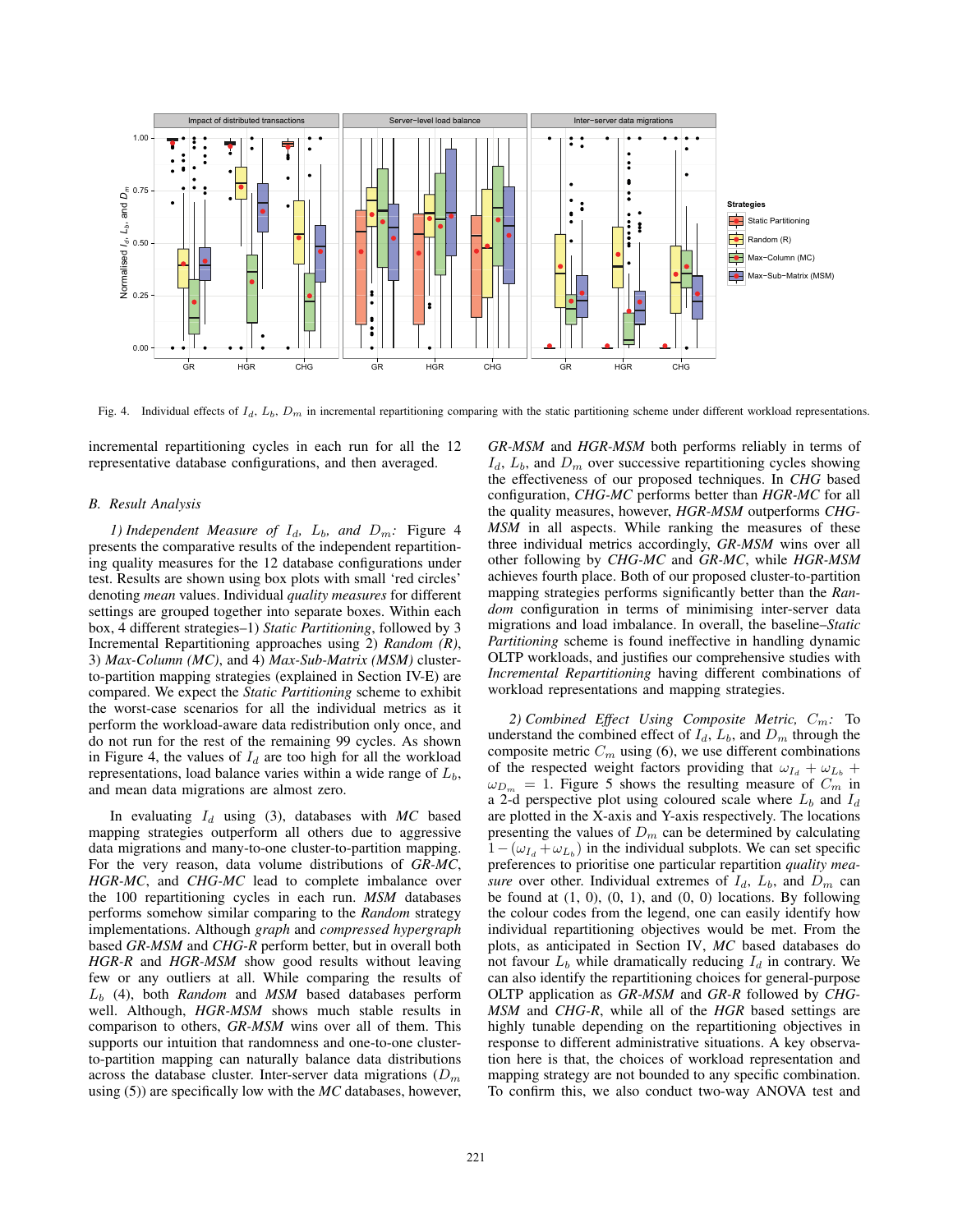Fig. 4. Individual effects of $I_d$, $L_b$, $D_m$ in incremental repartitioning comparing with the static partitioning scheme under different workload representations.

incremental repartitioning cycles in each run for all the 12 representative database configurations, and then averaged.

### B. Result Analysis

*1) Independent Measure of $I_d$, $L_b$, and $D_m$:* Figure 4 presents the comparative results of the independent repartitioning quality measures for the 12 database configurations under test. Results are shown using box plots with small 'red circles' denoting *mean* values. Individual *quality measures* for different settings are grouped together into separate boxes. Within each box, 4 different strategies–1) *Static Partitioning*, followed by 3 Incremental Repartitioning approaches using 2) *Random (R)*, 3) *Max-Column (MC)*, and 4) *Max-Sub-Matrix (MSM)* cluster-to-partition mapping strategies (explained in Section IV-E) are compared. We expect the *Static Partitioning* scheme to exhibit the worst-case scenarios for all the individual metrics as it perform the workload-aware data redistribution only once, and do not run for the rest of the remaining 99 cycles. As shown in Figure 4, the values of $I_d$ are too high for all the workload representations, load balance varies within a wide range of $L_b$, and mean data migrations are almost zero.

In evaluating $I_d$ using (3), databases with *MC* based mapping strategies outperform all others due to aggressive data migrations and many-to-one cluster-to-partition mapping. For the very reason, data volume distributions of *GR-MC*, *HGR-MC*, and *CHG-MC* lead to complete imbalance over the 100 repartitioning cycles in each run. *MSM* databases performs somehow similar comparing to the *Random* strategy implementations. Although *graph* and *compressed hypergraph* based *GR-MSM* and *CHG-R* perform better, but in overall both *HGR-R* and *HGR-MSM* show good results without leaving few or any outliers at all. While comparing the results of $L_b$ (4), both *Random* and *MSM* based databases perform well. Although, *HGR-MSM* shows much stable results in comparison to others, *GR-MSM* wins over all of them. This supports our intuition that randomness and one-to-one cluster-to-partition mapping can naturally balance data distributions across the database cluster. Inter-server data migrations ($D_m$ using (5)) are specifically low with the *MC* databases, however, *GR-MSM* and *HGR-MSM* both performs reliably in terms of $I_d$, $L_b$, and $D_m$ over successive repartitioning cycles showing the effectiveness of our proposed techniques. In *CHG* based configuration, *CHG-MC* performs better than *HGR-MC* for all the quality measures, however, *HGR-MSM* outperforms *CHG-MSM* in all aspects. While ranking the measures of these three individual metrics accordingly, *GR-MSM* wins over all other following by *CHG-MC* and *GR-MC*, while *HGR-MSM* achieves fourth place. Both of our proposed cluster-to-partition mapping strategies performs significantly better than the *Random* configuration in terms of minimising inter-server data migrations and load imbalance. In overall, the baseline–*Static Partitioning* scheme is found ineffective in handling dynamic OLTP workloads, and justifies our comprehensive studies with *Incremental Repartitioning* having different combinations of workload representations and mapping strategies.

*2) Combined Effect Using Composite Metric, $C_m$:* To understand the combined effect of $I_d$, $L_b$, and $D_m$ through the composite metric $C_m$ using (6), we use different combinations of the respected weight factors providing that $\omega_{I_d} + \omega_{L_b} + \omega_{D_m} = 1$. Figure 5 shows the resulting measure of $C_m$ in a 2-d perspective plot using coloured scale where $L_b$ and $I_d$ are plotted in the X-axis and Y-axis respectively. The locations presenting the values of $D_m$ can be determined by calculating $1-(\omega_{I_d}+\omega_{L_b})$ in the individual subplots. We can set specific preferences to prioritise one particular repartition *quality measure* over other. Individual extremes of $I_d$, $L_b$, and $D_m$ can be found at (1, 0), (0, 1), and (0, 0) locations. By following the colour codes from the legend, one can easily identify how individual repartitioning objectives would be met. From the plots, as anticipated in Section IV, *MC* based databases do not favour $L_b$ while dramatically reducing $I_d$ in contrary. We can also identify the repartitioning choices for general-purpose OLTP application as *GR-MSM* and *GR-R* followed by *CHG-MSM* and *CHG-R*, while all of the *HGR* based settings are highly tunable depending on the repartitioning objectives in response to different administrative situations. A key observation here is that, the choices of workload representation and mapping strategy are not bounded to any specific combination. To confirm this, we also conduct two-way ANOVA test and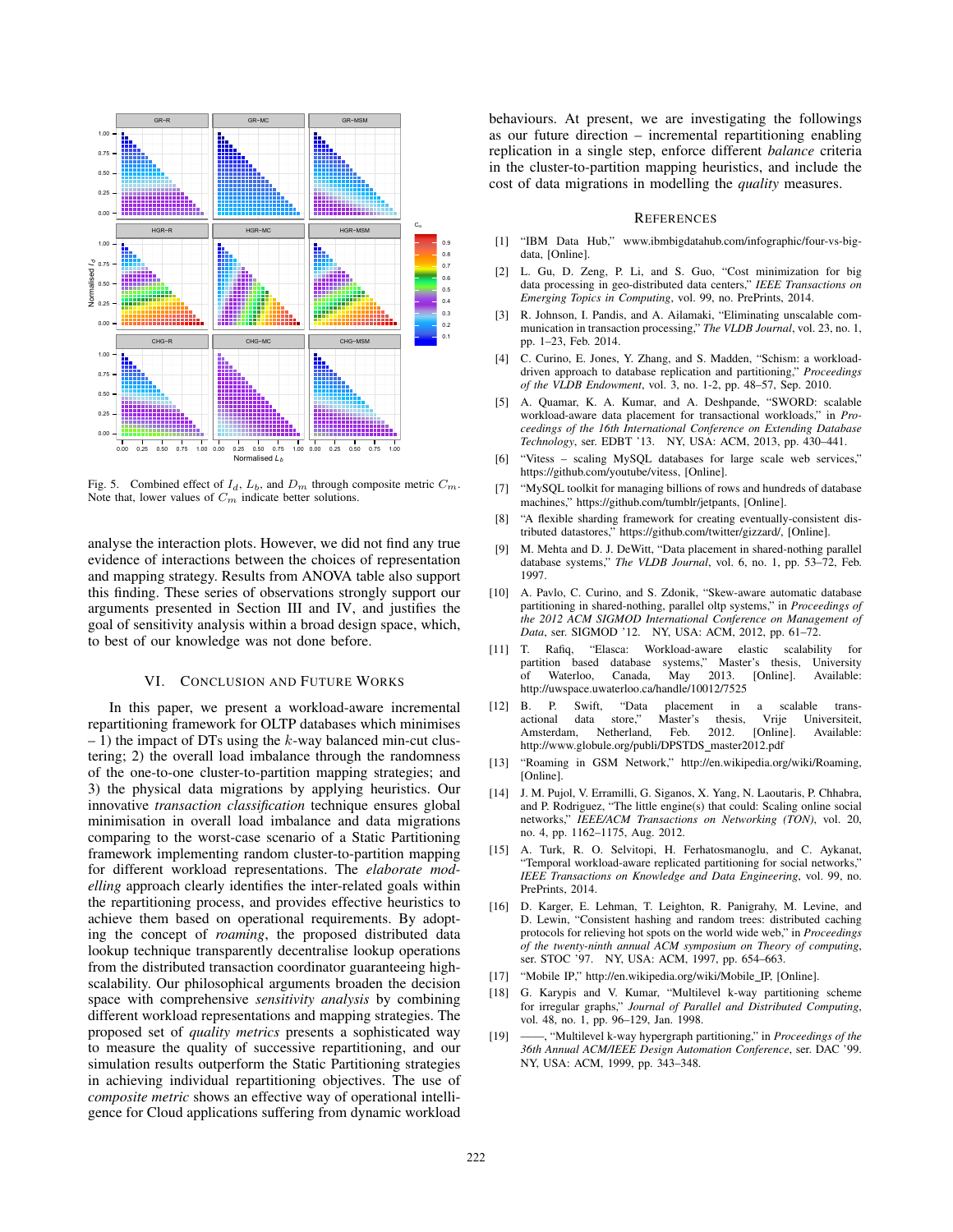GR–R

GR–MC

GR–MSM

HGR–R

HGR–MC

HGR–MSM

CHG–R

CHG–MC

CHG–MSM

Normalised $I_d$

Normalised $L_b$

$C_m$

0.00 0.25 0.50 0.75 1.00

0.9 0.8 0.7 0.6 0.5 0.4 0.3 0.2 0.1

Fig. 5. Combined effect of $I_d$, $L_b$, and $D_m$ through composite metric $C_m$. Note that, lower values of $C_m$ indicate better solutions.

analyse the interaction plots. However, we did not find any true evidence of interactions between the choices of representation and mapping strategy. Results from ANOVA table also support this finding. These series of observations strongly support our arguments presented in Section III and IV, and justifies the goal of sensitivity analysis within a broad design space, which, to best of our knowledge was not done before.

## VI. Conclusion and Future Works

In this paper, we present a workload-aware incremental repartitioning framework for OLTP databases which minimises – 1) the impact of DTs using the $k$-way balanced min-cut clustering; 2) the overall load imbalance through the randomness of the one-to-one cluster-to-partition mapping strategies; and 3) the physical data migrations by applying heuristics. Our innovative *transaction classification* technique ensures global minimisation in overall load imbalance and data migrations comparing to the worst-case scenario of a Static Partitioning framework implementing random cluster-to-partition mapping for different workload representations. The *elaborate modelling* approach clearly identifies the inter-related goals within the repartitioning process, and provides effective heuristics to achieve them based on operational requirements. By adopting the concept of *roaming*, the proposed distributed data lookup technique transparently decentralise lookup operations from the distributed transaction coordinator guaranteeing high-scalability. Our philosophical arguments broaden the decision space with comprehensive *sensitivity analysis* by combining different workload representations and mapping strategies. The proposed set of *quality metrics* presents a sophisticated way to measure the quality of successive repartitioning, and our simulation results outperform the Static Partitioning strategies in achieving individual repartitioning objectives. The use of *composite metric* shows an effective way of operational intelligence for Cloud applications suffering from dynamic workload behaviours. At present, we are investigating the followings as our future direction – incremental repartitioning enabling replication in a single step, enforce different *balance* criteria in the cluster-to-partition mapping heuristics, and include the cost of data migrations in modelling the *quality* measures.

## References

[1] "IBM Data Hub," www.ibmbigdatahub.com/infographic/four-vs-big-data, [Online].

[2] L. Gu, D. Zeng, P. Li, and S. Guo, "Cost minimization for big data processing in geo-distributed data centers," *IEEE Transactions on Emerging Topics in Computing*, vol. 99, no. PrePrints, 2014.

[3] R. Johnson, I. Pandis, and A. Ailamaki, "Eliminating unscalable communication in transaction processing," *The VLDB Journal*, vol. 23, no. 1, pp. 1–23, Feb. 2014.

[4] C. Curino, E. Jones, Y. Zhang, and S. Madden, "Schism: a workload-driven approach to database replication and partitioning," *Proceedings of the VLDB Endowment*, vol. 3, no. 1-2, pp. 48–57, Sep. 2010.

[5] A. Quamar, K. A. Kumar, and A. Deshpande, "SWORD: scalable workload-aware data placement for transactional workloads," in *Proceedings of the 16th International Conference on Extending Database Technology*, ser. EDBT '13. NY, USA: ACM, 2013, pp. 430–441.

[6] "Vitess – scaling MySQL databases for large scale web services," https://github.com/youtube/vitess, [Online].

[7] "MySQL toolkit for managing billions of rows and hundreds of database machines," https://github.com/tumblr/jetpants, [Online].

[8] "A flexible sharding framework for creating eventually-consistent distributed datastores," https://github.com/twitter/gizzard/, [Online].

[9] M. Mehta and D. J. DeWitt, "Data placement in shared-nothing parallel database systems," *The VLDB Journal*, vol. 6, no. 1, pp. 53–72, Feb. 1997.

[10] A. Pavlo, C. Curino, and S. Zdonik, "Skew-aware automatic database partitioning in shared-nothing, parallel oltp systems," in *Proceedings of the 2012 ACM SIGMOD International Conference on Management of Data*, ser. SIGMOD '12. NY, USA: ACM, 2012, pp. 61–72.

[11] T. Rafiq, "Elasca: Workload-aware elastic scalability for partition based database systems," Master's thesis, University of Waterloo, Canada, May 2013. [Online]. Available: http://uwspace.uwaterloo.ca/handle/10012/7525

[12] B. P. Swift, "Data placement in a scalable transactional data store," Master's thesis, Vrije Universiteit, Amsterdam, Netherland, Feb. 2012. [Online]. Available: http://www.globule.org/publi/DPSTDS_master2012.pdf

[13] "Roaming in GSM Network," http://en.wikipedia.org/wiki/Roaming, [Online].

[14] J. M. Pujol, V. Erramilli, G. Siganos, X. Yang, N. Laoutaris, P. Chhabra, and P. Rodriguez, "The little engine(s) that could: Scaling online social networks," *IEEE/ACM Transactions on Networking (TON)*, vol. 20, no. 4, pp. 1162–1175, Aug. 2012.

[15] A. Turk, R. O. Selvitopi, H. Ferhatosmanoglu, and C. Aykanat, "Temporal workload-aware replicated partitioning for social networks," *IEEE Transactions on Knowledge and Data Engineering*, vol. 99, no. PrePrints, 2014.

[16] D. Karger, E. Lehman, T. Leighton, R. Panigrahy, M. Levine, and D. Lewin, "Consistent hashing and random trees: distributed caching protocols for relieving hot spots on the world wide web," in *Proceedings of the twenty-ninth annual ACM symposium on Theory of computing*, ser. STOC '97. NY, USA: ACM, 1997, pp. 654–663.

[17] "Mobile IP," http://en.wikipedia.org/wiki/Mobile_IP, [Online].

[18] G. Karypis and V. Kumar, "Multilevel k-way partitioning scheme for irregular graphs," *Journal of Parallel and Distributed Computing*, vol. 48, no. 1, pp. 96–129, Jan. 1998.

[19] ——, "Multilevel k-way hypergraph partitioning," in *Proceedings of the 36th Annual ACM/IEEE Design Automation Conference*, ser. DAC '99. NY, USA: ACM, 1999, pp. 343–348.